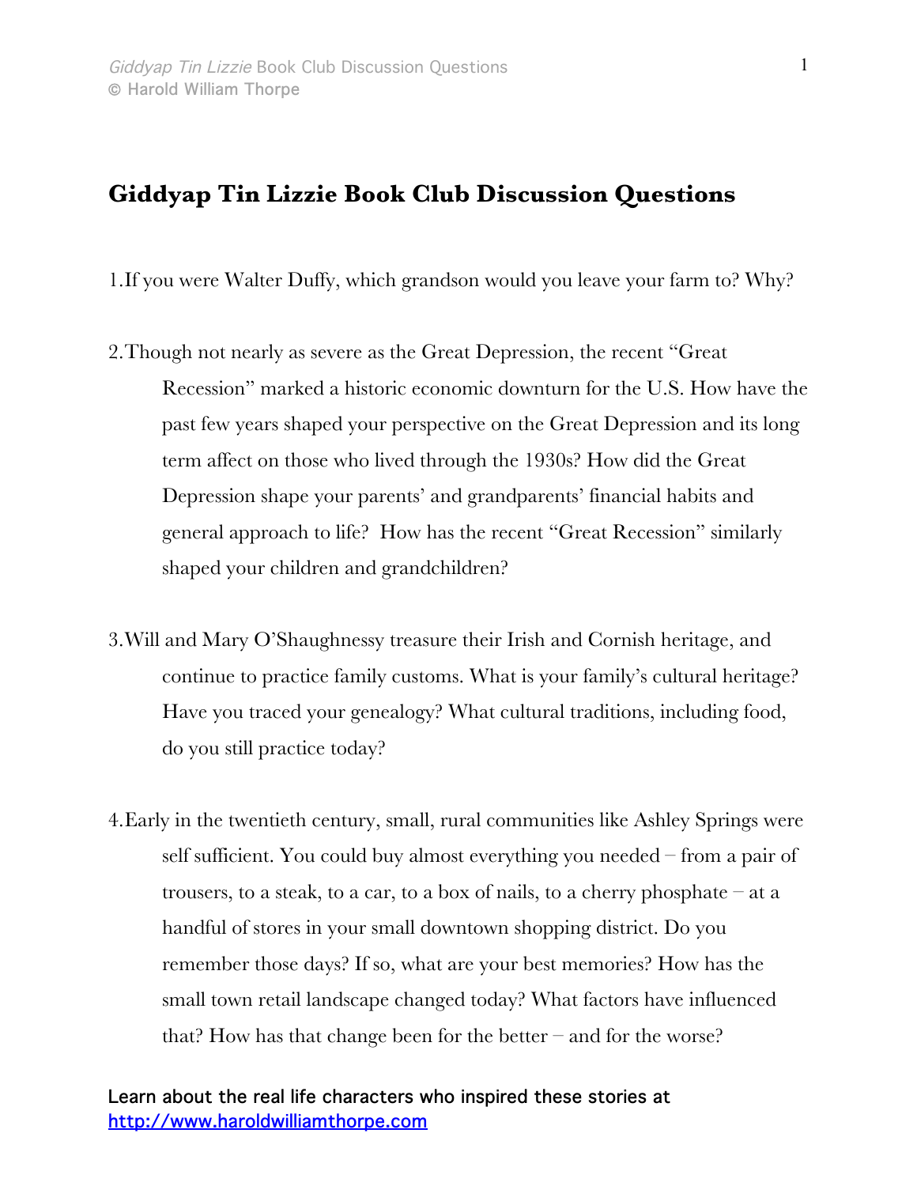# Giddyap Tin Lizzie Book Club Discussion Questions

1. If you were Walter Duffy, which grandson would you leave your farm to? Why?

2. Though not nearly as severe as the Great Depression, the recent "Great Recession" marked a historic economic downturn for the U.S. How have the past few years shaped your perspective on the Great Depression and its long term affect on those who lived through the 1930s? How did the Great Depression shape your parents' and grandparents' financial habits and general approach to life? How has the recent "Great Recession" similarly shaped your children and grandchildren?

3. Will and Mary O'Shaughnessy treasure their Irish and Cornish heritage, and continue to practice family customs. What is your family's cultural heritage? Have you traced your genealogy? What cultural traditions, including food, do you still practice today?

4. Early in the twentieth century, small, rural communities like Ashley Springs were self sufficient. You could buy almost everything you needed – from a pair of trousers, to a steak, to a car, to a box of nails, to a cherry phosphate – at a handful of stores in your small downtown shopping district. Do you remember those days? If so, what are your best memories? How has the small town retail landscape changed today? What factors have influenced that? How has that change been for the better – and for the worse?

Learn about the real life characters who inspired these stories at [http://www.haroldwilliamthorpe.com](http://www.haroldwilliamthorpe.com)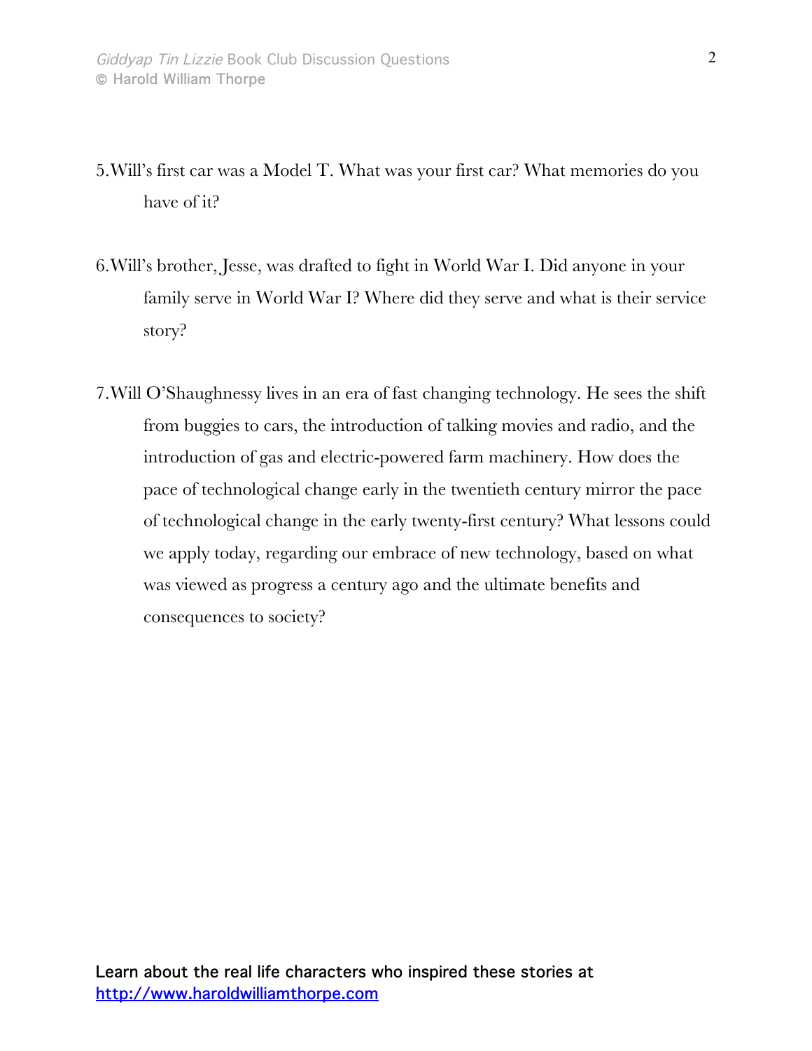5. Will's first car was a Model T. What was your first car? What memories do you have of it?

6. Will's brother, Jesse, was drafted to fight in World War I. Did anyone in your family serve in World War I? Where did they serve and what is their service story?

7. Will O'Shaughnessy lives in an era of fast changing technology. He sees the shift from buggies to cars, the introduction of talking movies and radio, and the introduction of gas and electric-powered farm machinery. How does the pace of technological change early in the twentieth century mirror the pace of technological change in the early twenty-first century? What lessons could we apply today, regarding our embrace of new technology, based on what was viewed as progress a century ago and the ultimate benefits and consequences to society?

Learn about the real life characters who inspired these stories at [http://www.haroldwilliamthorpe.com](http://www.haroldwilliamthorpe.com)